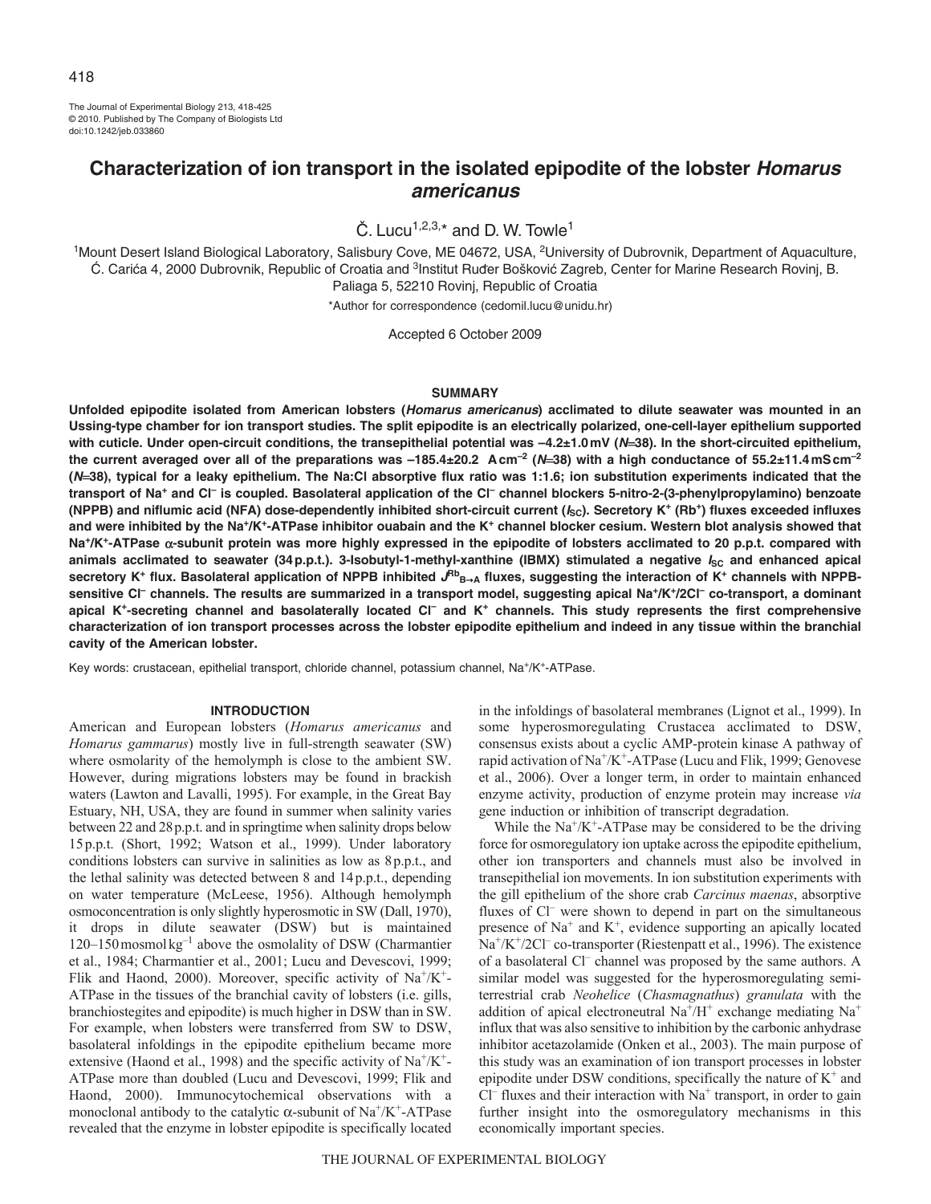The Journal of Experimental Biology 213, 418-425
© 2010. Published by The Company of Biologists Ltd
doi:10.1242/jeb.033860

# Characterization of ion transport in the isolated epipodite of the lobster *Homarus americanus*

Č. Lucu[1,2,3,*] and D. W. Towle[1]

[1]Mount Desert Island Biological Laboratory, Salisbury Cove, ME 04672, USA, [2]University of Dubrovnik, Department of Aquaculture, Ć. Carića 4, 2000 Dubrovnik, Republic of Croatia and [3]Institut Ruđer Bošković Zagreb, Center for Marine Research Rovinj, B. Paliaga 5, 52210 Rovinj, Republic of Croatia

*Author for correspondence (cedomil.lucu@unidu.hr)

Accepted 6 October 2009

## SUMMARY

**Unfolded epipodite isolated from American lobsters (*Homarus americanus*) acclimated to dilute seawater was mounted in an Ussing-type chamber for ion transport studies. The split epipodite is an electrically polarized, one-cell-layer epithelium supported with cuticle. Under open-circuit conditions, the transepithelial potential was –4.2±1.0 mV (*N*=38). In the short-circuited epithelium, the current averaged over all of the preparations was –185.4±20.2 A cm$^{-2}$ (*N*=38) with a high conductance of 55.2±11.4 mS cm$^{-2}$ (*N*=38), typical for a leaky epithelium. The Na:Cl absorptive flux ratio was 1:1.6; ion substitution experiments indicated that the transport of $Na^+$ and $Cl^-$ is coupled. Basolateral application of the $Cl^-$ channel blockers 5-nitro-2-(3-phenylpropylamino) benzoate (NPPB) and niflumic acid (NFA) dose-dependently inhibited short-circuit current ($I_{SC}$). Secretory $K^+$ ($Rb^+$) fluxes exceeded influxes and were inhibited by the $Na^+$/$K^+$-ATPase inhibitor ouabain and the $K^+$ channel blocker cesium. Western blot analysis showed that $Na^+$/$K^+$-ATPase α-subunit protein was more highly expressed in the epipodite of lobsters acclimated to 20 p.p.t. compared with animals acclimated to seawater (34 p.p.t.). 3-Isobutyl-1-methyl-xanthine (IBMX) stimulated a negative $I_{SC}$ and enhanced apical secretory $K^+$ flux. Basolateral application of NPPB inhibited $J^{Rb}_{B \rightarrow A}$ fluxes, suggesting the interaction of $K^+$ channels with NPPB-sensitive $Cl^-$ channels. The results are summarized in a transport model, suggesting apical $Na^+$/$K^+$/2$Cl^-$ co-transport, a dominant apical $K^+$-secreting channel and basolaterally located $Cl^-$ and $K^+$ channels. This study represents the first comprehensive characterization of ion transport processes across the lobster epipodite epithelium and indeed in any tissue within the branchial cavity of the American lobster.**

Key words: crustacean, epithelial transport, chloride channel, potassium channel, $Na^+$/$K^+$-ATPase.

## INTRODUCTION

American and European lobsters (*Homarus americanus* and *Homarus gammarus*) mostly live in full-strength seawater (SW) where osmolarity of the hemolymph is close to the ambient SW. However, during migrations lobsters may be found in brackish waters (Lawton and Lavalli, 1995). For example, in the Great Bay Estuary, NH, USA, they are found in summer when salinity varies between 22 and 28 p.p.t. and in springtime when salinity drops below 15 p.p.t. (Short, 1992; Watson et al., 1999). Under laboratory conditions lobsters can survive in salinities as low as 8 p.p.t., and the lethal salinity was detected between 8 and 14 p.p.t., depending on water temperature (McLeese, 1956). Although hemolymph osmoconcentration is only slightly hyperosmotic in SW (Dall, 1970), it drops in dilute seawater (DSW) but is maintained 120–150 mosmol kg$^{-1}$ above the osmolality of DSW (Charmantier et al., 1984; Charmantier et al., 2001; Lucu and Devescovi, 1999; Flik and Haond, 2000). Moreover, specific activity of $Na^+$/$K^+$-ATPase in the tissues of the branchial cavity of lobsters (i.e. gills, branchiostegites and epipodite) is much higher in DSW than in SW. For example, when lobsters were transferred from SW to DSW, basolateral infoldings in the epipodite epithelium became more extensive (Haond et al., 1998) and the specific activity of $Na^+$/$K^+$-ATPase more than doubled (Lucu and Devescovi, 1999; Flik and Haond, 2000). Immunocytochemical observations with a monoclonal antibody to the catalytic α-subunit of $Na^+$/$K^+$-ATPase revealed that the enzyme in lobster epipodite is specifically located in the infoldings of basolateral membranes (Lignot et al., 1999). In some hyperosmoregulating Crustacea acclimated to DSW, consensus exists about a cyclic AMP-protein kinase A pathway of rapid activation of $Na^+$/$K^+$-ATPase (Lucu and Flik, 1999; Genovese et al., 2006). Over a longer term, in order to maintain enhanced enzyme activity, production of enzyme protein may increase *via* gene induction or inhibition of transcript degradation.

While the $Na^+$/$K^+$-ATPase may be considered to be the driving force for osmoregulatory ion uptake across the epipodite epithelium, other ion transporters and channels must also be involved in transepithelial ion movements. In ion substitution experiments with the gill epithelium of the shore crab *Carcinus maenas*, absorptive fluxes of $Cl^-$ were shown to depend in part on the simultaneous presence of $Na^+$ and $K^+$, evidence supporting an apically located $Na^+$/$K^+$/2$Cl^-$ co-transporter (Riestenpatt et al., 1996). The existence of a basolateral $Cl^-$ channel was proposed by the same authors. A similar model was suggested for the hyperosmoregulating semi-terrestrial crab *Neohelice* (*Chasmagnathus*) *granulata* with the addition of apical electroneutral $Na^+$/$H^+$ exchange mediating $Na^+$ influx that was also sensitive to inhibition by the carbonic anhydrase inhibitor acetazolamide (Onken et al., 2003). The main purpose of this study was an examination of ion transport processes in lobster epipodite under DSW conditions, specifically the nature of $K^+$ and $Cl^-$ fluxes and their interaction with $Na^+$ transport, in order to gain further insight into the osmoregulatory mechanisms in this economically important species.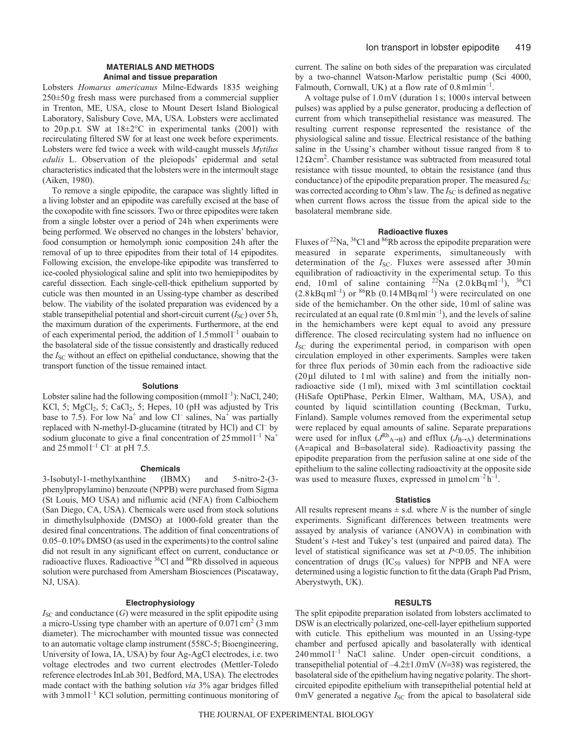## MATERIALS AND METHODS

### Animal and tissue preparation

Lobsters *Homarus americanus* Milne-Edwards 1835 weighing 250±50 g fresh mass were purchased from a commercial supplier in Trenton, ME, USA, close to Mount Desert Island Biological Laboratory, Salisbury Cove, MA, USA. Lobsters were acclimated to 20 p.p.t. SW at 18±2°C in experimental tanks (200 l) with recirculating filtered SW for at least one week before experiments. Lobsters were fed twice a week with wild-caught mussels *Mytilus edulis* L. Observation of the pleiopods' epidermal and setal characteristics indicated that the lobsters were in the intermoult stage (Aiken, 1980).

To remove a single epipodite, the carapace was slightly lifted in a living lobster and an epipodite was carefully excised at the base of the coxopodite with fine scissors. Two or three epipodites were taken from a single lobster over a period of 24 h when experiments were being performed. We observed no changes in the lobsters' behavior, food consumption or hemolymph ionic composition 24 h after the removal of up to three epipodites from their total of 14 epipodites. Following excision, the envelope-like epipodite was transferred to ice-cooled physiological saline and split into two hemiepipodites by careful dissection. Each single-cell-thick epithelium supported by cuticle was then mounted in an Ussing-type chamber as described below. The viability of the isolated preparation was evidenced by a stable transepithelial potential and short-circuit current ($I_{SC}$) over 5 h, the maximum duration of the experiments. Furthermore, at the end of each experimental period, the addition of 1.5 mmol l$^{-1}$ ouabain to the basolateral side of the tissue consistently and drastically reduced the $I_{SC}$ without an effect on epithelial conductance, showing that the transport function of the tissue remained intact.

### Solutions

Lobster saline had the following composition (mmol l$^{-1}$): NaCl, 240; KCl, 5; $MgCl_2$, 5; $CaCl_2$, 5; Hepes, 10 (pH was adjusted by Tris base to 7.5). For low $Na^+$ and low $Cl^-$ salines, $Na^+$ was partially replaced with N-methyl-D-glucamine (titrated by HCl) and $Cl^-$ by sodium gluconate to give a final concentration of 25 mmol l$^{-1}$ $Na^+$ and 25 mmol l$^{-1}$ $Cl^-$ at pH 7.5.

### Chemicals

3-Isobutyl-1-methylxanthine (IBMX) and 5-nitro-2-(3-phenylpropylamino) benzoate (NPPB) were purchased from Sigma (St Louis, MO USA) and niflumic acid (NFA) from Calbiochem (San Diego, CA, USA). Chemicals were used from stock solutions in dimethylsulphoxide (DMSO) at 1000-fold greater than the desired final concentrations. The addition of final concentrations of 0.05–0.10% DMSO (as used in the experiments) to the control saline did not result in any significant effect on current, conductance or radioactive fluxes. Radioactive $^{36}Cl$ and $^{86}Rb$ dissolved in aqueous solution were purchased from Amersham Biosciences (Piscataway, NJ, USA).

### Electrophysiology

$I_{SC}$ and conductance ($G$) were measured in the split epipodite using a micro-Ussing type chamber with an aperture of 0.071 cm$^2$ (3 mm diameter). The microchamber with mounted tissue was connected to an automatic voltage clamp instrument (558C-5; Bioengineering, University of Iowa, IA, USA) by four Ag-AgCl electrodes, i.e. two voltage electrodes and two current electrodes (Mettler-Toledo reference electrodes InLab 301, Bedford, MA, USA). The electrodes made contact with the bathing solution *via* 3% agar bridges filled with 3 mmol l$^{-1}$ KCl solution, permitting continuous monitoring of current. The saline on both sides of the preparation was circulated by a two-channel Watson-Marlow peristaltic pump (Sci 4000, Falmouth, Cornwall, UK) at a flow rate of 0.8 ml min$^{-1}$.

A voltage pulse of 1.0 mV (duration 1 s; 1000 s interval between pulses) was applied by a pulse generator, producing a deflection of current from which transepithelial resistance was measured. The resulting current response represented the resistance of the physiological saline and tissue. Electrical resistance of the bathing saline in the Ussing's chamber without tissue ranged from 8 to 12 Ω cm$^2$. Chamber resistance was subtracted from measured total resistance with tissue mounted, to obtain the resistance (and thus conductance) of the epipodite preparation proper. The measured $I_{SC}$ was corrected according to Ohm's law. The $I_{SC}$ is defined as negative when current flows across the tissue from the apical side to the basolateral membrane side.

### Radioactive fluxes

Fluxes of $^{22}Na$, $^{36}Cl$ and $^{86}Rb$ across the epipodite preparation were measured in separate experiments, simultaneously with determination of the $I_{SC}$. Fluxes were assessed after 30 min equilibration of radioactivity in the experimental setup. To this end, 10 ml of saline containing $^{22}Na$ (2.0 kBq ml$^{-1}$), $^{36}Cl$ (2.8 kBq ml$^{-1}$) or $^{86}Rb$ (0.14 MBq ml$^{-1}$) were recirculated on one side of the hemichamber. On the other side, 10 ml of saline was recirculated at an equal rate (0.8 ml min$^{-1}$), and the levels of saline in the hemichambers were kept equal to avoid any pressure difference. The closed recirculating system had no influence on $I_{SC}$ during the experimental period, in comparison with open circulation employed in other experiments. Samples were taken for three flux periods of 30 min each from the radioactive side (20 μl diluted to 1 ml with saline) and from the initially non-radioactive side (1 ml), mixed with 3 ml scintillation cocktail (HiSafe OptiPhase, Perkin Elmer, Waltham, MA, USA), and counted by liquid scintillation counting (Beckman, Turku, Finland). Sample volumes removed from the experimental setup were replaced by equal amounts of saline. Separate preparations were used for influx ($J^{Rb}_{A\rightarrow B}$) and efflux ($J_{B\rightarrow A}$) determinations (A=apical and B=basolateral side). Radioactivity passing the epipodite preparation from the perfusion saline at one side of the epithelium to the saline collecting radioactivity at the opposite side was used to measure fluxes, expressed in μmol cm$^{-2}$ h$^{-1}$.

### Statistics

All results represent means ± s.d. where $N$ is the number of single experiments. Significant differences between treatments were assayed by analysis of variance (ANOVA) in combination with Student's $t$-test and Tukey's test (unpaired and paired data). The level of statistical significance was set at $P<0.05$. The inhibition concentration of drugs ($IC_{50}$ values) for NPPB and NFA were determined using a logistic function to fit the data (Graph Pad Prism, Aberystwyth, UK).

## RESULTS

The split epipodite preparation isolated from lobsters acclimated to DSW is an electrically polarized, one-cell-layer epithelium supported with cuticle. This epithelium was mounted in an Ussing-type chamber and perfused apically and basolaterally with identical 240 mmol l$^{-1}$ NaCl saline. Under open-circuit conditions, a transepithelial potential of –4.2±1.0 mV ($N$=38) was registered, the basolateral side of the epithelium having negative polarity. The short-circuited epipodite epithelium with transepithelial potential held at 0 mV generated a negative $I_{SC}$ from the apical to basolateral side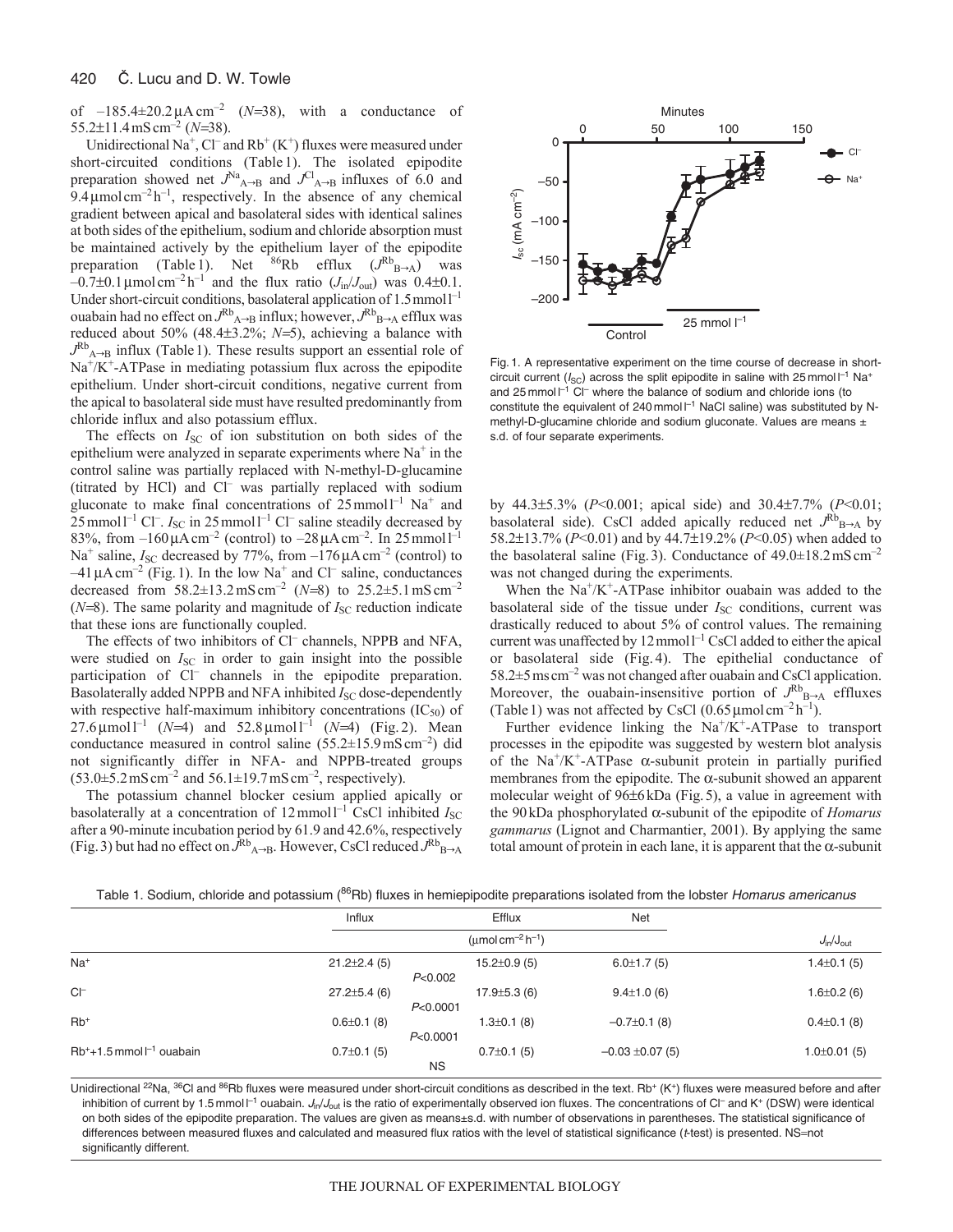of $-185.4\pm20.2\,\mu A\,cm^{-2}$ ($N$=38), with a conductance of $55.2\pm11.4\,mS\,cm^{-2}$ ($N$=38).

Unidirectional $Na^+$, $Cl^-$ and $Rb^+$ ($K^+$) fluxes were measured under short-circuited conditions (Table 1). The isolated epipodite preparation showed net $J^{Na}_{A\to B}$ and $J^{Cl}_{A\to B}$ influxes of 6.0 and $9.4\,\mu mol\,cm^{-2}\,h^{-1}$, respectively. In the absence of any chemical gradient between apical and basolateral sides with identical salines at both sides of the epithelium, sodium and chloride absorption must be maintained actively by the epithelium layer of the epipodite preparation (Table 1). Net $^{86}Rb$ efflux ($J^{Rb}_{B\to A}$) was $-0.7\pm0.1\,\mu mol\,cm^{-2}\,h^{-1}$ and the flux ratio ($J_{in}/J_{out}$) was 0.4±0.1. Under short-circuit conditions, basolateral application of $1.5\,mmol\,l^{-1}$ ouabain had no effect on $J^{Rb}_{A\to B}$ influx; however, $J^{Rb}_{B\to A}$ efflux was reduced about 50% (48.4±3.2%; $N$=5), achieving a balance with $J^{Rb}_{A\to B}$ influx (Table 1). These results support an essential role of $Na^+/K^+$-ATPase in mediating potassium flux across the epipodite epithelium. Under short-circuit conditions, negative current from the apical to basolateral side must have resulted predominantly from chloride influx and also potassium efflux.

The effects on $I_{SC}$ of ion substitution on both sides of the epithelium were analyzed in separate experiments where $Na^+$ in the control saline was partially replaced with N-methyl-D-glucamine (titrated by HCl) and $Cl^-$ was partially replaced with sodium gluconate to make final concentrations of $25\,mmol\,l^{-1}$ $Na^+$ and $25\,mmol\,l^{-1}$ $Cl^-$. $I_{SC}$ in $25\,mmol\,l^{-1}$ $Cl^-$ saline steadily decreased by 83%, from $-160\,\mu A\,cm^{-2}$ (control) to $-28\,\mu A\,cm^{-2}$. In $25\,mmol\,l^{-1}$ $Na^+$ saline, $I_{SC}$ decreased by 77%, from $-176\,\mu A\,cm^{-2}$ (control) to $-41\,\mu A\,cm^{-2}$ (Fig. 1). In the low $Na^+$ and $Cl^-$ saline, conductances decreased from $58.2\pm13.2\,mS\,cm^{-2}$ ($N$=8) to $25.2\pm5.1\,mS\,cm^{-2}$ ($N$=8). The same polarity and magnitude of $I_{SC}$ reduction indicate that these ions are functionally coupled.

The effects of two inhibitors of $Cl^-$ channels, NPPB and NFA, were studied on $I_{SC}$ in order to gain insight into the possible participation of $Cl^-$ channels in the epipodite preparation. Basolaterally added NPPB and NFA inhibited $I_{SC}$ dose-dependently with respective half-maximum inhibitory concentrations ($IC_{50}$) of $27.6\,\mu mol\,l^{-1}$ ($N$=4) and $52.8\,\mu mol\,l^{-1}$ ($N$=4) (Fig. 2). Mean conductance measured in control saline ($55.2\pm15.9\,mS\,cm^{-2}$) did not significantly differ in NFA- and NPPB-treated groups ($53.0\pm5.2\,mS\,cm^{-2}$ and $56.1\pm19.7\,mS\,cm^{-2}$, respectively).

The potassium channel blocker cesium applied apically or basolaterally at a concentration of $12\,mmol\,l^{-1}$ CsCl inhibited $I_{SC}$ after a 90-minute incubation period by 61.9 and 42.6%, respectively (Fig. 3) but had no effect on $J^{Rb}_{A\to B}$. However, CsCl reduced $J^{Rb}_{B\to A}$ by 44.3±5.3% ($P$<0.001; apical side) and 30.4±7.7% ($P$<0.01; basolateral side). CsCl added apically reduced net $J^{Rb}_{B\to A}$ by 58.2±13.7% ($P$<0.01) and by 44.7±19.2% ($P$<0.05) when added to the basolateral saline (Fig. 3). Conductance of $49.0\pm18.2\,mS\,cm^{-2}$ was not changed during the experiments.

When the $Na^+/K^+$-ATPase inhibitor ouabain was added to the basolateral side of the tissue under $I_{SC}$ conditions, current was drastically reduced to about 5% of control values. The remaining current was unaffected by $12\,mmol\,l^{-1}$ CsCl added to either the apical or basolateral side (Fig. 4). The epithelial conductance of $58.2\pm5\,ms\,cm^{-2}$ was not changed after ouabain and CsCl application. Moreover, the ouabain-insensitive portion of $J^{Rb}_{B\to A}$ effluxes (Table 1) was not affected by CsCl ($0.65\,\mu mol\,cm^{-2}\,h^{-1}$).

Further evidence linking the $Na^+/K^+$-ATPase to transport processes in the epipodite was suggested by western blot analysis of the $Na^+/K^+$-ATPase α-subunit protein in partially purified membranes from the epipodite. The α-subunit showed an apparent molecular weight of 96±6 kDa (Fig. 5), a value in agreement with the 90 kDa phosphorylated α-subunit of the epipodite of *Homarus gammarus* (Lignot and Charmantier, 2001). By applying the same total amount of protein in each lane, it is apparent that the α-subunit

Fig. 1. A representative experiment on the time course of decrease in short-circuit current ($I_{SC}$) across the split epipodite in saline with $25\,mmol\,l^{-1}$ $Na^+$ and $25\,mmol\,l^{-1}$ $Cl^-$ where the balance of sodium and chloride ions (to constitute the equivalent of $240\,mmol\,l^{-1}$ NaCl saline) was substituted by N-methyl-D-glucamine chloride and sodium gluconate. Values are means ± s.d. of four separate experiments.

Table 1. Sodium, chloride and potassium ($^{86}Rb$) fluxes in hemiepipodite preparations isolated from the lobster *Homarus americanus*

| | Influx | | Efflux | Net | |
|---|---|---|---|---|---|
| | ($\mu mol\,cm^{-2}\,h^{-1}$) | | | | $J_{in}/J_{out}$ |
| $Na^+$ | 21.2±2.4 (5) | $P$<0.002 | 15.2±0.9 (5) | 6.0±1.7 (5) | 1.4±0.1 (5) |
| $Cl^-$ | 27.2±5.4 (6) | $P$<0.0001 | 17.9±5.3 (6) | 9.4±1.0 (6) | 1.6±0.2 (6) |
| $Rb^+$ | 0.6±0.1 (8) | $P$<0.0001 | 1.3±0.1 (8) | −0.7±0.1 (8) | 0.4±0.1 (8) |
| $Rb^+$+1.5 mmol $l^{-1}$ ouabain | 0.7±0.1 (5) | NS | 0.7±0.1 (5) | −0.03 ±0.07 (5) | 1.0±0.01 (5) |

Unidirectional $^{22}Na$, $^{36}Cl$ and $^{86}Rb$ fluxes were measured under short-circuit conditions as described in the text. $Rb^+$ ($K^+$) fluxes were measured before and after inhibition of current by $1.5\,mmol\,l^{-1}$ ouabain. $J_{in}/J_{out}$ is the ratio of experimentally observed ion fluxes. The concentrations of $Cl^-$ and $K^+$ (DSW) were identical on both sides of the epipodite preparation. The values are given as means±s.d. with number of observations in parentheses. The statistical significance of differences between measured fluxes and calculated and measured flux ratios with the level of statistical significance ($t$-test) is presented. NS=not significantly different.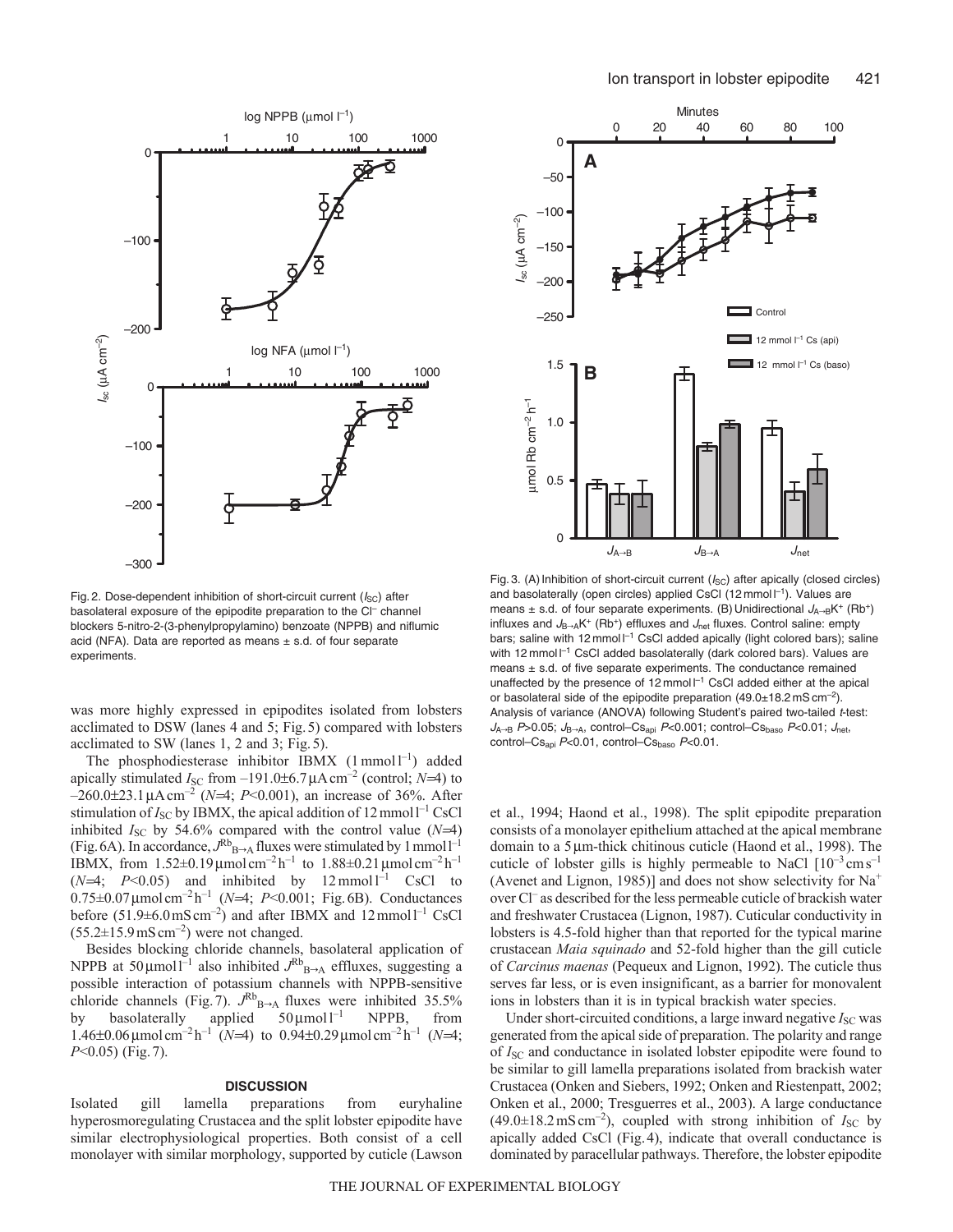Fig. 2. Dose-dependent inhibition of short-circuit current ($I_{SC}$) after basolateral exposure of the epipodite preparation to the $Cl^-$ channel blockers 5-nitro-2-(3-phenylpropylamino) benzoate (NPPB) and niflumic acid (NFA). Data are reported as means ± s.d. of four separate experiments.

Fig. 3. (A) Inhibition of short-circuit current ($I_{SC}$) after apically (closed circles) and basolaterally (open circles) applied CsCl (12 mmol $l^{-1}$). Values are means ± s.d. of four separate experiments. (B) Unidirectional $J_{A\rightarrow B}K^+$ ($Rb^+$) influxes and $J_{B\rightarrow A}K^+$ ($Rb^+$) effluxes and $J_{net}$ fluxes. Control saline: empty bars; saline with 12 mmol $l^{-1}$ CsCl added apically (light colored bars); saline with 12 mmol $l^{-1}$ CsCl added basolaterally (dark colored bars). Values are means ± s.d. of five separate experiments. The conductance remained unaffected by the presence of 12 mmol $l^{-1}$ CsCl added either at the apical or basolateral side of the epipodite preparation (49.0±18.2 mS $cm^{-2}$). Analysis of variance (ANOVA) following Student's paired two-tailed *t*-test: $J_{A\rightarrow B}$ $P>0.05$; $J_{B\rightarrow A}$, control–$Cs_{api}$ $P<0.001$; control–$Cs_{baso}$ $P<0.01$; $J_{net}$, control–$Cs_{api}$ $P<0.01$, control–$Cs_{baso}$ $P<0.01$.

was more highly expressed in epipodites isolated from lobsters acclimated to DSW (lanes 4 and 5; Fig. 5) compared with lobsters acclimated to SW (lanes 1, 2 and 3; Fig. 5).

The phosphodiesterase inhibitor IBMX (1 mmol $l^{-1}$) added apically stimulated $I_{SC}$ from –191.0±6.7 μA $cm^{-2}$ (control; $N$=4) to –260.0±23.1 μA $cm^{-2}$ ($N$=4; $P<0.001$), an increase of 36%. After stimulation of $I_{SC}$ by IBMX, the apical addition of 12 mmol $l^{-1}$ CsCl inhibited $I_{SC}$ by 54.6% compared with the control value ($N$=4) (Fig. 6A). In accordance, $J^{Rb}_{B\rightarrow A}$ fluxes were stimulated by 1 mmol $l^{-1}$ IBMX, from 1.52±0.19 μmol $cm^{-2}$ $h^{-1}$ to 1.88±0.21 μmol $cm^{-2}$ $h^{-1}$ ($N$=4; $P<0.05$) and inhibited by 12 mmol $l^{-1}$ CsCl to 0.75±0.07 μmol $cm^{-2}$ $h^{-1}$ ($N$=4; $P<0.001$; Fig. 6B). Conductances before (51.9±6.0 mS $cm^{-2}$) and after IBMX and 12 mmol $l^{-1}$ CsCl (55.2±15.9 mS $cm^{-2}$) were not changed.

Besides blocking chloride channels, basolateral application of NPPB at 50 μmol $l^{-1}$ also inhibited $J^{Rb}_{B\rightarrow A}$ effluxes, suggesting a possible interaction of potassium channels with NPPB-sensitive chloride channels (Fig. 7). $J^{Rb}_{B\rightarrow A}$ fluxes were inhibited 35.5% by basolaterally applied 50 μmol $l^{-1}$ NPPB, from 1.46±0.06 μmol $cm^{-2}$ $h^{-1}$ ($N$=4) to 0.94±0.29 μmol $cm^{-2}$ $h^{-1}$ ($N$=4; $P<0.05$) (Fig. 7).

## DISCUSSION

Isolated gill lamella preparations from euryhaline hyperosmoregulating Crustacea and the split lobster epipodite have similar electrophysiological properties. Both consist of a cell monolayer with similar morphology, supported by cuticle (Lawson et al., 1994; Haond et al., 1998). The split epipodite preparation consists of a monolayer epithelium attached at the apical membrane domain to a 5 μm-thick chitinous cuticle (Haond et al., 1998). The cuticle of lobster gills is highly permeable to NaCl [$10^{-3}$ cm $s^{-1}$ (Avenet and Lignon, 1985)] and does not show selectivity for $Na^+$ over $Cl^-$ as described for the less permeable cuticle of brackish water and freshwater Crustacea (Lignon, 1987). Cuticular conductivity in lobsters is 4.5-fold higher than that reported for the typical marine crustacean *Maia squinado* and 52-fold higher than the gill cuticle of *Carcinus maenas* (Pequeux and Lignon, 1992). The cuticle thus serves far less, or is even insignificant, as a barrier for monovalent ions in lobsters than it is in typical brackish water species.

Under short-circuited conditions, a large inward negative $I_{SC}$ was generated from the apical side of preparation. The polarity and range of $I_{SC}$ and conductance in isolated lobster epipodite were found to be similar to gill lamella preparations isolated from brackish water Crustacea (Onken and Siebers, 1992; Onken and Riestenpatt, 2002; Onken et al., 2000; Tresguerres et al., 2003). A large conductance (49.0±18.2 mS $cm^{-2}$), coupled with strong inhibition of $I_{SC}$ by apically added CsCl (Fig. 4), indicate that overall conductance is dominated by paracellular pathways. Therefore, the lobster epipodite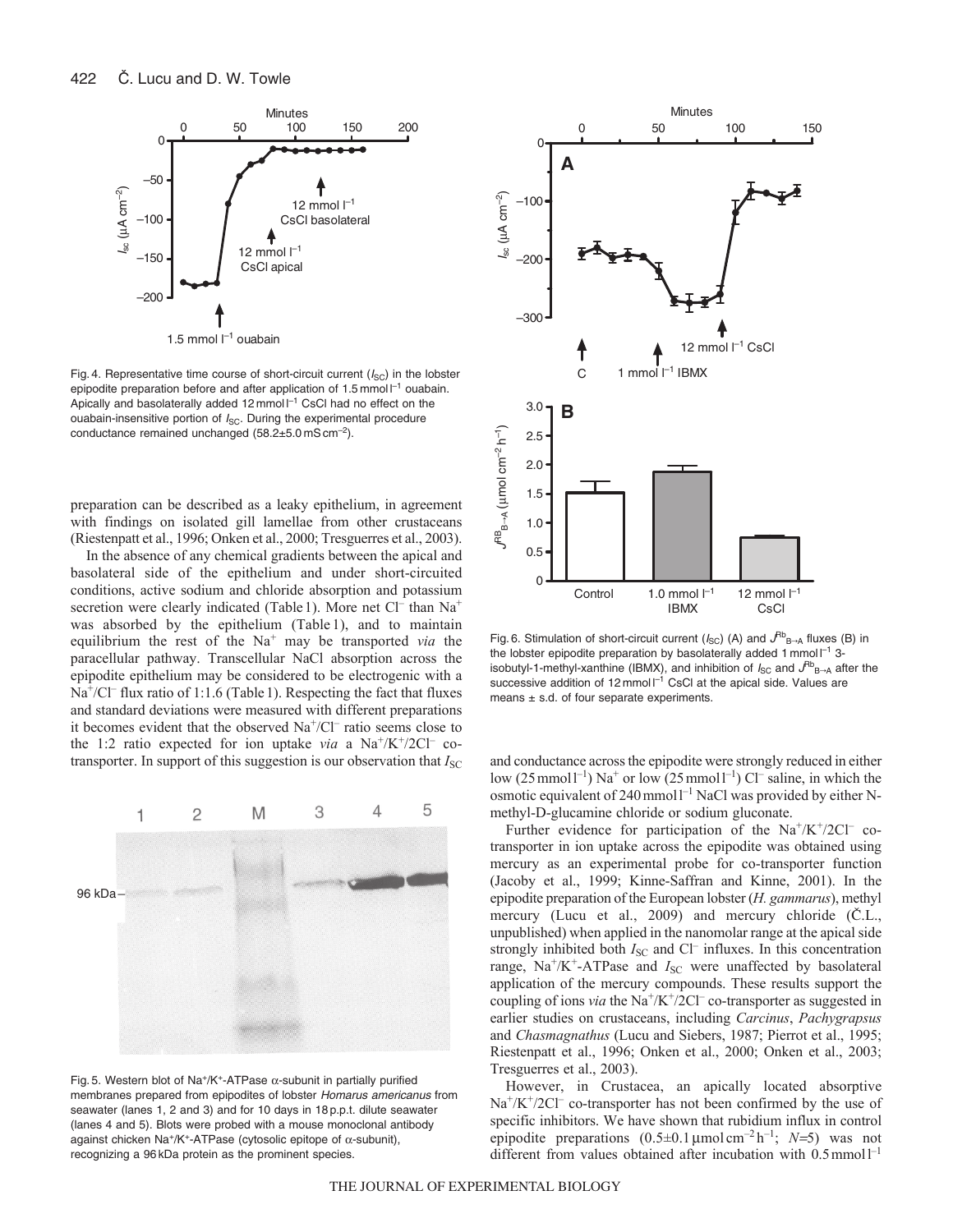Fig. 4. Representative time course of short-circuit current ($I_{SC}$) in the lobster epipodite preparation before and after application of 1.5 mmol l$^{-1}$ ouabain. Apically and basolaterally added 12 mmol l$^{-1}$ CsCl had no effect on the ouabain-insensitive portion of $I_{SC}$. During the experimental procedure conductance remained unchanged (58.2±5.0 mS cm$^{-2}$).

preparation can be described as a leaky epithelium, in agreement with findings on isolated gill lamellae from other crustaceans (Riestenpatt et al., 1996; Onken et al., 2000; Tresguerres et al., 2003).

In the absence of any chemical gradients between the apical and basolateral side of the epithelium and under short-circuited conditions, active sodium and chloride absorption and potassium secretion were clearly indicated (Table 1). More net $Cl^-$ than $Na^+$ was absorbed by the epithelium (Table 1), and to maintain equilibrium the rest of the $Na^+$ may be transported *via* the paracellular pathway. Transcellular NaCl absorption across the epipodite epithelium may be considered to be electrogenic with a $Na^+$/$Cl^-$ flux ratio of 1:1.6 (Table 1). Respecting the fact that fluxes and standard deviations were measured with different preparations it becomes evident that the observed $Na^+$/$Cl^-$ ratio seems close to the 1:2 ratio expected for ion uptake *via* a $Na^+$/$K^+$/2$Cl^-$ co-transporter. In support of this suggestion is our observation that $I_{SC}$ and conductance across the epipodite were strongly reduced in either low (25 mmol l$^{-1}$) $Na^+$ or low (25 mmol l$^{-1}$) $Cl^-$ saline, in which the osmotic equivalent of 240 mmol l$^{-1}$ NaCl was provided by either N-methyl-D-glucamine chloride or sodium gluconate.

Fig. 5. Western blot of $Na^+$/$K^+$-ATPase α-subunit in partially purified membranes prepared from epipodites of lobster *Homarus americanus* from seawater (lanes 1, 2 and 3) and for 10 days in 18 p.p.t. dilute seawater (lanes 4 and 5). Blots were probed with a mouse monoclonal antibody against chicken $Na^+$/$K^+$-ATPase (cytosolic epitope of α-subunit), recognizing a 96 kDa protein as the prominent species.

Fig. 6. Stimulation of short-circuit current ($I_{SC}$) (A) and $J^{Rb}_{B\rightarrow A}$ fluxes (B) in the lobster epipodite preparation by basolaterally added 1 mmol l$^{-1}$ 3-isobutyl-1-methyl-xanthine (IBMX), and inhibition of $I_{SC}$ and $J^{Rb}_{B\rightarrow A}$ after the successive addition of 12 mmol l$^{-1}$ CsCl at the apical side. Values are means ± s.d. of four separate experiments.

Further evidence for participation of the $Na^+$/$K^+$/2$Cl^-$ co-transporter in ion uptake across the epipodite was obtained using mercury as an experimental probe for co-transporter function (Jacoby et al., 1999; Kinne-Saffran and Kinne, 2001). In the epipodite preparation of the European lobster (*H. gammarus*), methyl mercury (Lucu et al., 2009) and mercury chloride (Č.L., unpublished) when applied in the nanomolar range at the apical side strongly inhibited both $I_{SC}$ and $Cl^-$ influxes. In this concentration range, $Na^+$/$K^+$-ATPase and $I_{SC}$ were unaffected by basolateral application of the mercury compounds. These results support the coupling of ions *via* the $Na^+$/$K^+$/2$Cl^-$ co-transporter as suggested in earlier studies on crustaceans, including *Carcinus*, *Pachygrapsus* and *Chasmagnathus* (Lucu and Siebers, 1987; Pierrot et al., 1995; Riestenpatt et al., 1996; Onken et al., 2000; Onken et al., 2003; Tresguerres et al., 2003).

However, in Crustacea, an apically located absorptive $Na^+$/$K^+$/2$Cl^-$ co-transporter has not been confirmed by the use of specific inhibitors. We have shown that rubidium influx in control epipodite preparations (0.5±0.1 μmol cm$^{-2}$ h$^{-1}$; $N$=5) was not different from values obtained after incubation with 0.5 mmol l$^{-1}$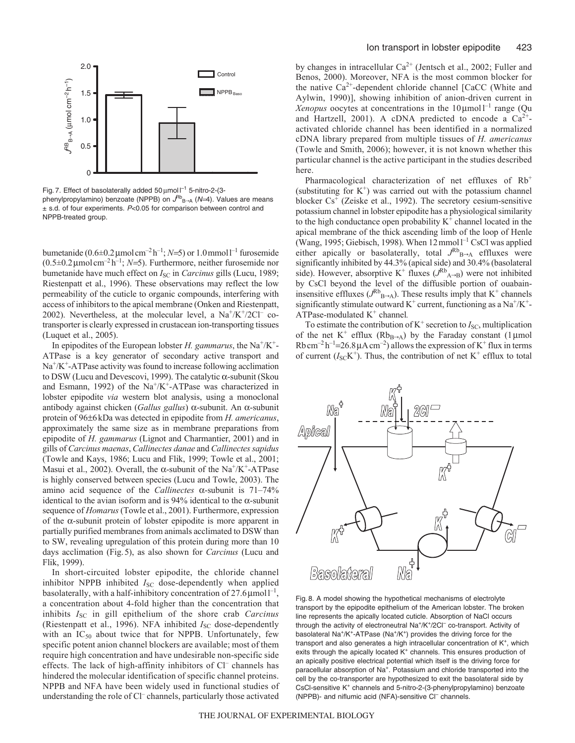Fig. 7. Effect of basolaterally added 50 μmol $l^{-1}$ 5-nitro-2-(3-phenylpropylamino) benzoate (NPPB) on $J^{Rb}_{B\rightarrow A}$ ($N$=4). Values are means ± s.d. of four experiments. $P<0.05$ for comparison between control and NPPB-treated group.

bumetanide (0.6±0.2 μmol $cm^{-2} h^{-1}$; $N$=5) or 1.0 mmol $l^{-1}$ furosemide (0.5±0.2 μmol $cm^{-2} h^{-1}$; $N$=5). Furthermore, neither furosemide nor bumetanide have much effect on $I_{SC}$ in *Carcinus* gills (Lucu, 1989; Riestenpatt et al., 1996). These observations may reflect the low permeability of the cuticle to organic compounds, interfering with access of inhibitors to the apical membrane (Onken and Riestenpatt, 2002). Nevertheless, at the molecular level, a $Na^+/K^+/2Cl^-$ co-transporter is clearly expressed in crustacean ion-transporting tissues (Luquet et al., 2005).

In epipodites of the European lobster *H. gammarus*, the $Na^+/K^+$-ATPase is a key generator of secondary active transport and $Na^+/K^+$-ATPase activity was found to increase following acclimation to DSW (Lucu and Devescovi, 1999). The catalytic α-subunit (Skou and Esmann, 1992) of the $Na^+/K^+$-ATPase was characterized in lobster epipodite *via* western blot analysis, using a monoclonal antibody against chicken (*Gallus gallus*) α-subunit. An α-subunit protein of 96±6 kDa was detected in epipodite from *H. americanus*, approximately the same size as in membrane preparations from epipodite of *H. gammarus* (Lignot and Charmantier, 2001) and in gills of *Carcinus maenas*, *Callinectes danae* and *Callinectes sapidus* (Towle and Kays, 1986; Lucu and Flik, 1999; Towle et al., 2001; Masui et al., 2002). Overall, the α-subunit of the $Na^+/K^+$-ATPase is highly conserved between species (Lucu and Towle, 2003). The amino acid sequence of the *Callinectes* α-subunit is 71–74% identical to the avian isoform and is 94% identical to the α-subunit sequence of *Homarus* (Towle et al., 2001). Furthermore, expression of the α-subunit protein of lobster epipodite is more apparent in partially purified membranes from animals acclimated to DSW than to SW, revealing upregulation of this protein during more than 10 days acclimation (Fig. 5), as also shown for *Carcinus* (Lucu and Flik, 1999).

In short-circuited lobster epipodite, the chloride channel inhibitor NPPB inhibited $I_{SC}$ dose-dependently when applied basolaterally, with a half-inhibitory concentration of 27.6 μmol $l^{-1}$, a concentration about 4-fold higher than the concentration that inhibits $I_{SC}$ in gill epithelium of the shore crab *Carcinus* (Riestenpatt et al., 1996). NFA inhibited $I_{SC}$ dose-dependently with an $IC_{50}$ about twice that for NPPB. Unfortunately, few specific potent anion channel blockers are available; most of them require high concentration and have undesirable non-specific side effects. The lack of high-affinity inhibitors of $Cl^-$ channels has hindered the molecular identification of specific channel proteins. NPPB and NFA have been widely used in functional studies of understanding the role of $Cl^-$ channels, particularly those activated by changes in intracellular $Ca^{2+}$ (Jentsch et al., 2002; Fuller and Benos, 2000). Moreover, NFA is the most common blocker for the native $Ca^{2+}$-dependent chloride channel [CaCC (White and Aylwin, 1990)], showing inhibition of anion-driven current in *Xenopus* oocytes at concentrations in the 10 μmol $l^{-1}$ range (Qu and Hartzell, 2001). A cDNA predicted to encode a $Ca^{2+}$-activated chloride channel has been identified in a normalized cDNA library prepared from multiple tissues of *H. americanus* (Towle and Smith, 2006); however, it is not known whether this particular channel is the active participant in the studies described here.

Pharmacological characterization of net effluxes of $Rb^+$ (substituting for $K^+$) was carried out with the potassium channel blocker $Cs^+$ (Zeiske et al., 1992). The secretory cesium-sensitive potassium channel in lobster epipodite has a physiological similarity to the high conductance open probability $K^+$ channel located in the apical membrane of the thick ascending limb of the loop of Henle (Wang, 1995; Giebisch, 1998). When 12 mmol $l^{-1}$ CsCl was applied either apically or basolaterally, total $J^{Rb}_{B\rightarrow A}$ effluxes were significantly inhibited by 44.3% (apical side) and 30.4% (basolateral side). However, absorptive $K^+$ fluxes ($J^{Rb}_{A\rightarrow B}$) were not inhibited by CsCl beyond the level of the diffusible portion of ouabain-insensitive effluxes ($J^{Rb}_{B\rightarrow A}$). These results imply that $K^+$ channels significantly stimulate outward $K^+$ current, functioning as a $Na^+/K^+$-ATPase-modulated $K^+$ channel.

To estimate the contribution of $K^+$ secretion to $I_{SC}$, multiplication of the net $K^+$ efflux ($Rb_{B\rightarrow A}$) by the Faraday constant (1 μmol Rb $cm^{-2} h^{-1}$=26.8 μA $cm^{-2}$) allows the expression of $K^+$ flux in terms of current ($I_{SC}K^+$). Thus, the contribution of net $K^+$ efflux to total

Fig. 8. A model showing the hypothetical mechanisms of electrolyte transport by the epipodite epithelium of the American lobster. The broken line represents the apically located cuticle. Absorption of NaCl occurs through the activity of electroneutral $Na^+/K^+/2Cl^-$ co-transport. Activity of basolateral $Na^+/K^+$-ATPase ($Na^+/K^+$) provides the driving force for the transport and also generates a high intracellular concentration of $K^+$, which exits through the apically located $K^+$ channels. This ensures production of an apically positive electrical potential which itself is the driving force for paracellular absorption of $Na^+$. Potassium and chloride transported into the cell by the co-transporter are hypothesized to exit the basolateral side by CsCl-sensitive $K^+$ channels and 5-nitro-2-(3-phenylpropylamino) benzoate (NPPB)- and niflumic acid (NFA)-sensitive $Cl^-$ channels.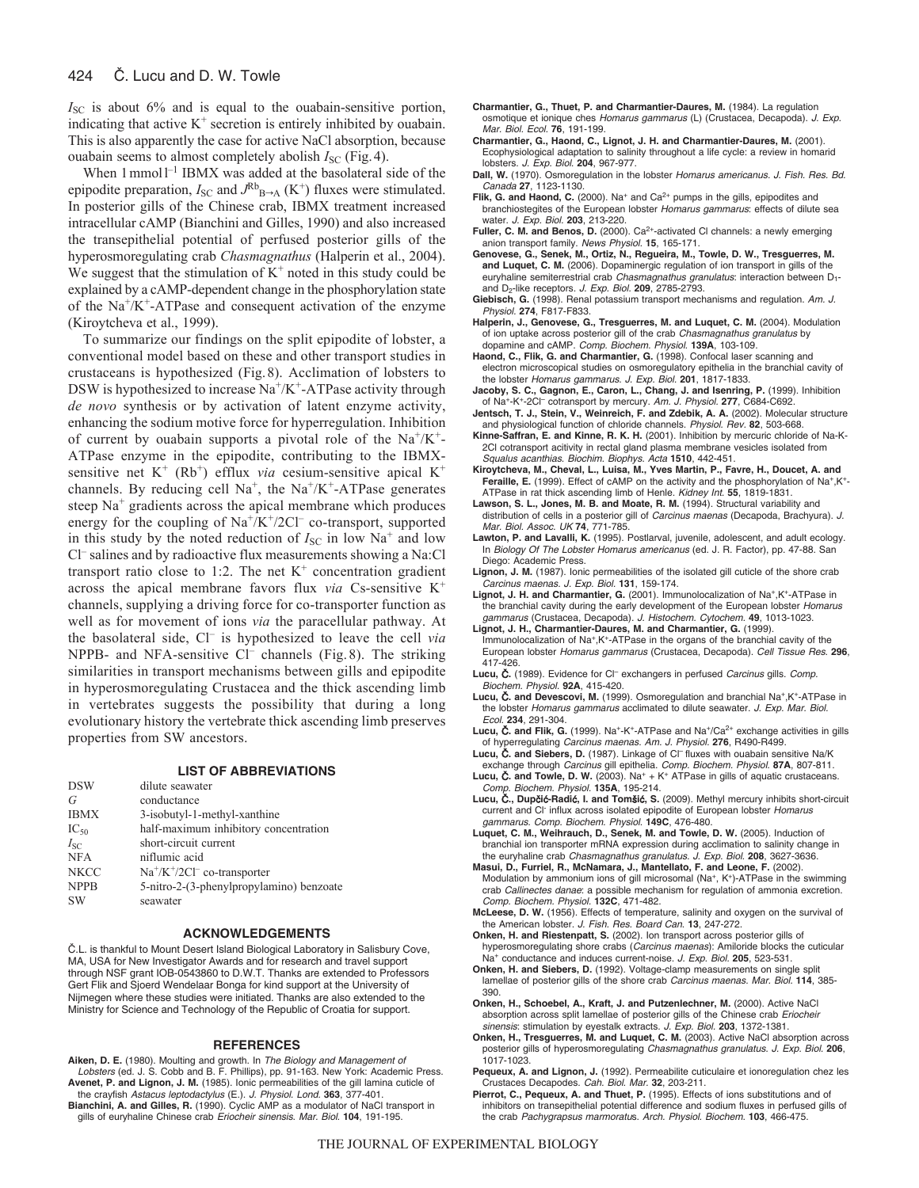$I_{SC}$ is about 6% and is equal to the ouabain-sensitive portion, indicating that active $K^+$ secretion is entirely inhibited by ouabain. This is also apparently the case for active NaCl absorption, because ouabain seems to almost completely abolish $I_{SC}$ (Fig. 4).

When $1\,mmol\,l^{-1}$ IBMX was added at the basolateral side of the epipodite preparation, $I_{SC}$ and $J^{Rb}_{B\rightarrow A}$ ($K^+$) fluxes were stimulated. In posterior gills of the Chinese crab, IBMX treatment increased intracellular cAMP (Bianchini and Gilles, 1990) and also increased the transepithelial potential of perfused posterior gills of the hyperosmoregulating crab *Chasmagnathus* (Halperin et al., 2004). We suggest that the stimulation of $K^+$ noted in this study could be explained by a cAMP-dependent change in the phosphorylation state of the $Na^+/K^+$-ATPase and consequent activation of the enzyme (Kiroytcheva et al., 1999).

To summarize our findings on the split epipodite of lobster, a conventional model based on these and other transport studies in crustaceans is hypothesized (Fig. 8). Acclimation of lobsters to DSW is hypothesized to increase $Na^+/K^+$-ATPase activity through *de novo* synthesis or by activation of latent enzyme activity, enhancing the sodium motive force for hyperregulation. Inhibition of current by ouabain supports a pivotal role of the $Na^+/K^+$-ATPase enzyme in the epipodite, contributing to the IBMX-sensitive net $K^+$ ($Rb^+$) efflux *via* cesium-sensitive apical $K^+$ channels. By reducing cell $Na^+$, the $Na^+/K^+$-ATPase generates steep $Na^+$ gradients across the apical membrane which produces energy for the coupling of $Na^+/K^+/2Cl^-$ co-transport, supported in this study by the noted reduction of $I_{SC}$ in low $Na^+$ and low $Cl^-$ salines and by radioactive flux measurements showing a Na:Cl transport ratio close to 1:2. The net $K^+$ concentration gradient across the apical membrane favors flux *via* Cs-sensitive $K^+$ channels, supplying a driving force for co-transporter function as well as for movement of ions *via* the paracellular pathway. At the basolateral side, $Cl^-$ is hypothesized to leave the cell *via* NPPB- and NFA-sensitive $Cl^-$ channels (Fig. 8). The striking similarities in transport mechanisms between gills and epipodite in hyperosmoregulating Crustacea and the thick ascending limb in vertebrates suggests the possibility that during a long evolutionary history the vertebrate thick ascending limb preserves properties from SW ancestors.

## LIST OF ABBREVIATIONS

| | |
|---|---|
| DSW | dilute seawater |
| $G$ | conductance |
| IBMX | 3-isobutyl-1-methyl-xanthine |
| $IC_{50}$ | half-maximum inhibitory concentration |
| $I_{SC}$ | short-circuit current |
| NFA | niflumic acid |
| NKCC | $Na^+/K^+/2Cl^-$ co-transporter |
| NPPB | 5-nitro-2-(3-phenylpropylamino) benzoate |
| SW | seawater |

## ACKNOWLEDGEMENTS

Č.L. is thankful to Mount Desert Island Biological Laboratory in Salisbury Cove, MA, USA for New Investigator Awards and for research and travel support through NSF grant IOB-0543860 to D.W.T. Thanks are extended to Professors Gert Flik and Sjoerd Wendelaar Bonga for kind support at the University of Nijmegen where these studies were initiated. Thanks are also extended to the Ministry for Science and Technology of the Republic of Croatia for support.

## REFERENCES

**Aiken, D. E.** (1980). Moulting and growth. In *The Biology and Management of Lobsters* (ed. J. S. Cobb and B. F. Phillips), pp. 91-163. New York: Academic Press.

**Avenet, P. and Lignon, J. M.** (1985). Ionic permeabilities of the gill lamina cuticle of the crayfish *Astacus leptodactylus* (E.). *J. Physiol. Lond.* **363**, 377-401.

**Bianchini, A. and Gilles, R.** (1990). Cyclic AMP as a modulator of NaCl transport in gills of euryhaline Chinese crab *Eriocheir sinensis*. *Mar. Biol.* **104**, 191-195.

**Charmantier, G., Thuet, P. and Charmantier-Daures, M.** (1984). La regulation osmotique et ionique ches *Homarus gammarus* (L) (Crustacea, Decapoda). *J. Exp. Mar. Biol. Ecol.* **76**, 191-199.

**Charmantier, G., Haond, C., Lignot, J. H. and Charmantier-Daures, M.** (2001). Ecophysiological adaptation to salinity throughout a life cycle: a review in homarid lobsters. *J. Exp. Biol.* **204**, 967-977.

**Dall, W.** (1970). Osmoregulation in the lobster *Homarus americanus*. *J. Fish. Res. Bd. Canada* **27**, 1123-1130.

**Flik, G. and Haond, C.** (2000). $Na^+$ and $Ca^{2+}$ pumps in the gills, epipodites and branchiostegites of the European lobster *Homarus gammarus*: effects of dilute sea water. *J. Exp. Biol.* **203**, 213-220.

**Fuller, C. M. and Benos, D.** (2000). $Ca^{2+}$-activated Cl channels: a newly emerging anion transport family. *News Physiol.* **15**, 165-171.

**Genovese, G., Senek, M., Ortiz, N., Regueira, M., Towle, D. W., Tresguerres, M. and Luquet, C. M.** (2006). Dopaminergic regulation of ion transport in gills of the euryhaline semiterrestrial crab *Chasmagnathus granulatus*: interaction between $D_1$- and $D_2$-like receptors. *J. Exp. Biol.* **209**, 2785-2793.

**Giebisch, G.** (1998). Renal potassium transport mechanisms and regulation. *Am. J. Physiol.* **274**, F817-F833.

**Halperin, J., Genovese, G., Tresguerres, M. and Luquet, C. M.** (2004). Modulation of ion uptake across posterior gill of the crab *Chasmagnathus granulatus* by dopamine and cAMP. *Comp. Biochem. Physiol.* **139A**, 103-109.

**Haond, C., Flik, G. and Charmantier, G.** (1998). Confocal laser scanning and electron microscopical studies on osmoregulatory epithelia in the branchial cavity of the lobster *Homarus gammarus*. *J. Exp. Biol.* **201**, 1817-1833.

**Jacoby, S. C., Gagnon, E., Caron, L., Chang, J. and Isenring, P.** (1999). Inhibition of $Na^+$-$K^+$-$2Cl^-$ cotransport by mercury. *Am. J. Physiol.* **277**, C684-C692.

**Jentsch, T. J., Stein, V., Weinreich, F. and Zdebik, A. A.** (2002). Molecular structure and physiological function of chloride channels. *Physiol. Rev.* **82**, 503-668.

**Kinne-Saffran, E. and Kinne, R. K. H.** (2001). Inhibition by mercuric chloride of Na-K-2Cl cotransport acitivity in rectal gland plasma membrane vesicles isolated from *Squalus acanthias*. *Biochim. Biophys. Acta* **1510**, 442-451.

**Kiroytcheva, M., Cheval, L., Luisa, M., Yves Martin, P., Favre, H., Doucet, A. and Feraille, E.** (1999). Effect of cAMP on the activity and the phosphorylation of $Na^+,K^+$-ATPase in rat thick ascending limb of Henle. *Kidney Int.* **55**, 1819-1831.

**Lawson, S. L., Jones, M. B. and Moate, R. M.** (1994). Structural variability and distribution of cells in a posterior gill of *Carcinus maenas* (Decapoda, Brachyura). *J. Mar. Biol. Assoc. UK* **74**, 771-785.

**Lawton, P. and Lavalli, K.** (1995). Postlarval, juvenile, adolescent, and adult ecology. In *Biology Of The Lobster Homarus americanus* (ed. J. R. Factor), pp. 47-88. San Diego: Academic Press.

**Lignon, J. M.** (1987). Ionic permeabilities of the isolated gill cuticle of the shore crab *Carcinus maenas*. *J. Exp. Biol.* **131**, 159-174.

**Lignot, J. H. and Charmantier, G.** (2001). Immunolocalization of $Na^+,K^+$-ATPase in the branchial cavity during the early development of the European lobster *Homarus gammarus* (Crustacea, Decapoda). *J. Histochem. Cytochem.* **49**, 1013-1023.

**Lignot, J. H., Charmantier-Daures, M. and Charmantier, G.** (1999). Immunolocalization of $Na^+,K^+$-ATPase in the organs of the branchial cavity of the European lobster *Homarus gammarus* (Crustacea, Decapoda). *Cell Tissue Res.* **296**, 417-426.

**Lucu, Č.** (1989). Evidence for $Cl^-$ exchangers in perfused *Carcinus* gills. *Comp. Biochem. Physiol.* **92A**, 415-420.

**Lucu, Č. and Devescovi, M.** (1999). Osmoregulation and branchial $Na^+,K^+$-ATPase in the lobster *Homarus gammarus* acclimated to dilute seawater. *J. Exp. Mar. Biol. Ecol.* **234**, 291-304.

**Lucu, Č. and Flik, G.** (1999). $Na^+$-$K^+$-ATPase and $Na^+/Ca^{2+}$ exchange activities in gills of hyperregulating *Carcinus maenas*. *Am. J. Physiol.* **276**, R490-R499.

**Lucu, Č. and Siebers, D.** (1987). Linkage of $Cl^-$ fluxes with ouabain sensitive Na/K exchange through *Carcinus* gill epithelia. *Comp. Biochem. Physiol.* **87A**, 807-811.

**Lucu, Č. and Towle, D. W.** (2003). $Na^+$ + $K^+$ ATPase in gills of aquatic crustaceans. *Comp. Biochem. Physiol.* **135A**, 195-214.

**Lucu, Č., Dupčić-Radić, I. and Tomšić, S.** (2009). Methyl mercury inhibits short-circuit current and $Cl^-$ influx across isolated epipodite of European lobster *Homarus gammarus*. *Comp. Biochem. Physiol.* **149C**, 476-480.

**Luquet, C. M., Weihrauch, D., Senek, M. and Towle, D. W.** (2005). Induction of branchial ion transporter mRNA expression during acclimation to salinity change in the euryhaline crab *Chasmagnathus granulatus*. *J. Exp. Biol.* **208**, 3627-3636.

**Masui, D., Furriel, R., McNamara, J., Mantellato, F. and Leone, F.** (2002). Modulation by ammonium ions of gill microsomal ($Na^+$, $K^+$)-ATPase in the swimming crab *Callinectes danae*: a possible mechanism for regulation of ammonia excretion. *Comp. Biochem. Physiol.* **132C**, 471-482.

**McLeese, D. W.** (1956). Effects of temperature, salinity and oxygen on the survival of the American lobster. *J. Fish. Res. Board Can.* **13**, 247-272.

**Onken, H. and Riestenpatt, S.** (2002). Ion transport across posterior gills of hyperosmoregulating shore crabs (*Carcinus maenas*): Amiloride blocks the cuticular $Na^+$ conductance and induces current-noise. *J. Exp. Biol.* **205**, 523-531.

**Onken, H. and Siebers, D.** (1992). Voltage-clamp measurements on single split lamellae of posterior gills of the shore crab *Carcinus maenas*. *Mar. Biol.* **114**, 385-390.

**Onken, H., Schoebel, A., Kraft, J. and Putzenlechner, M.** (2000). Active NaCl absorption across split lamellae of posterior gills of the Chinese crab *Eriocheir sinensis*: stimulation by eyestalk extracts. *J. Exp. Biol.* **203**, 1372-1381.

**Onken, H., Tresguerres, M. and Luquet, C. M.** (2003). Active NaCl absorption across posterior gills of hyperosmoregulating *Chasmagnathus granulatus*. *J. Exp. Biol.* **206**, 1017-1023.

**Pequeux, A. and Lignon, J.** (1992). Permeabilite cuticulaire et ionoregulation chez les Crustaces Decapodes. *Cah. Biol. Mar.* **32**, 203-211.

**Pierrot, C., Pequeux, A. and Thuet, P.** (1995). Effects of ions substitutions and of inhibitors on transepithelial potential difference and sodium fluxes in perfused gills of the crab *Pachygrapsus marmoratus*. *Arch. Physiol. Biochem.* **103**, 466-475.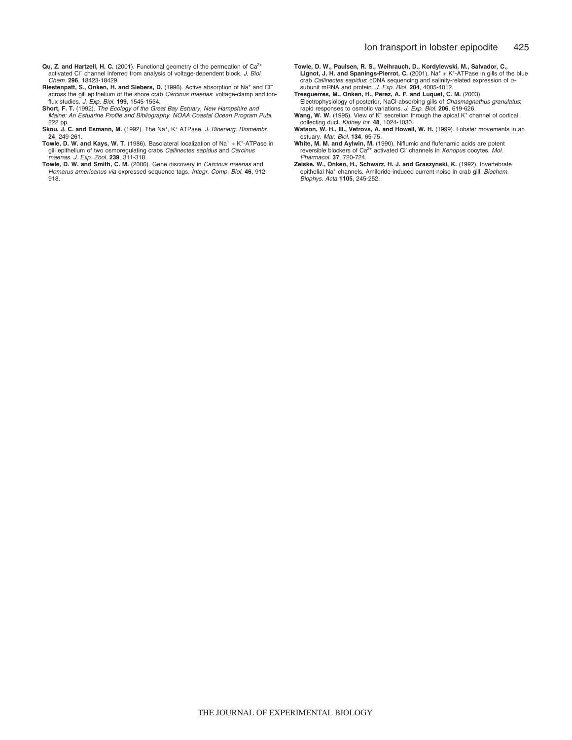**Qu, Z. and Hartzell, H. C.** (2001). Functional geometry of the permeation of $Ca^{2+}$ activated $Cl^-$ channel inferred from analysis of voltage-dependent block. *J. Biol. Chem.* **296**, 18423-18429.

**Riestenpatt, S., Onken, H. and Siebers, D.** (1996). Active absorption of $Na^+$ and $Cl^-$ across the gill epithelium of the shore crab *Carcinus maenas*: voltage-clamp and ion-flux studies. *J. Exp. Biol.* **199**, 1545-1554.

**Short, F. T.** (1992). *The Ecology of the Great Bay Estuary, New Hampshire and Maine: An Estuarine Profile and Bibliography. NOAA Coastal Ocean Program Publ.* 222 pp.

**Skou, J. C. and Esmann, M.** (1992). The $Na^+$, $K^+$ ATPase. *J. Bioenerg. Biomembr.* **24**, 249-261.

**Towle, D. W. and Kays, W. T.** (1986). Basolateral localization of $Na^+$ + $K^+$-ATPase in gill epithelium of two osmoregulating crabs *Callinectes sapidus* and *Carcinus maenas*. *J. Exp. Zool.* **239**, 311-318.

**Towle, D. W. and Smith, C. M.** (2006). Gene discovery in *Carcinus maenas* and *Homarus americanus via* expressed sequence tags. *Integr. Comp. Biol.* **46**, 912-918.

**Towle, D. W., Paulsen, R. S., Weihrauch, D., Kordylewski, M., Salvador, C., Lignot, J. H. and Spanings-Pierrot, C.** (2001). $Na^+$ + $K^+$-ATPase in gills of the blue crab *Callinectes sapidus*: cDNA sequencing and salinity-related expression of $\alpha$-subunit mRNA and protein. *J. Exp. Biol.* **204**, 4005-4012.

**Tresguerres, M., Onken, H., Perez, A. F. and Luquet, C. M.** (2003). Electrophysiology of posterior, NaCl-absorbing gills of *Chasmagnathus granulatus*: rapid responses to osmotic variations. *J. Exp. Biol.* **206**, 619-626.

**Wang, W. W.** (1995). View of $K^+$ secretion through the apical $K^+$ channel of cortical collecting duct. *Kidney Int.* **48**, 1024-1030.

**Watson, W. H., III., Vetrovs, A. and Howell, W. H.** (1999). Lobster movements in an estuary. *Mar. Biol.* **134**, 65-75.

**White, M. M. and Aylwin, M.** (1990). Niflumic and flufenamic acids are potent reversible blockers of $Ca^{2+}$ activated $Cl^-$ channels in *Xenopus* oocytes. *Mol. Pharmacol.* **37**, 720-724.

**Zeiske, W., Onken, H., Schwarz, H. J. and Graszynski, K.** (1992). Invertebrate epithelial $Na^+$ channels. Amiloride-induced current-noise in crab gill. *Biochem. Biophys. Acta* **1105**, 245-252.